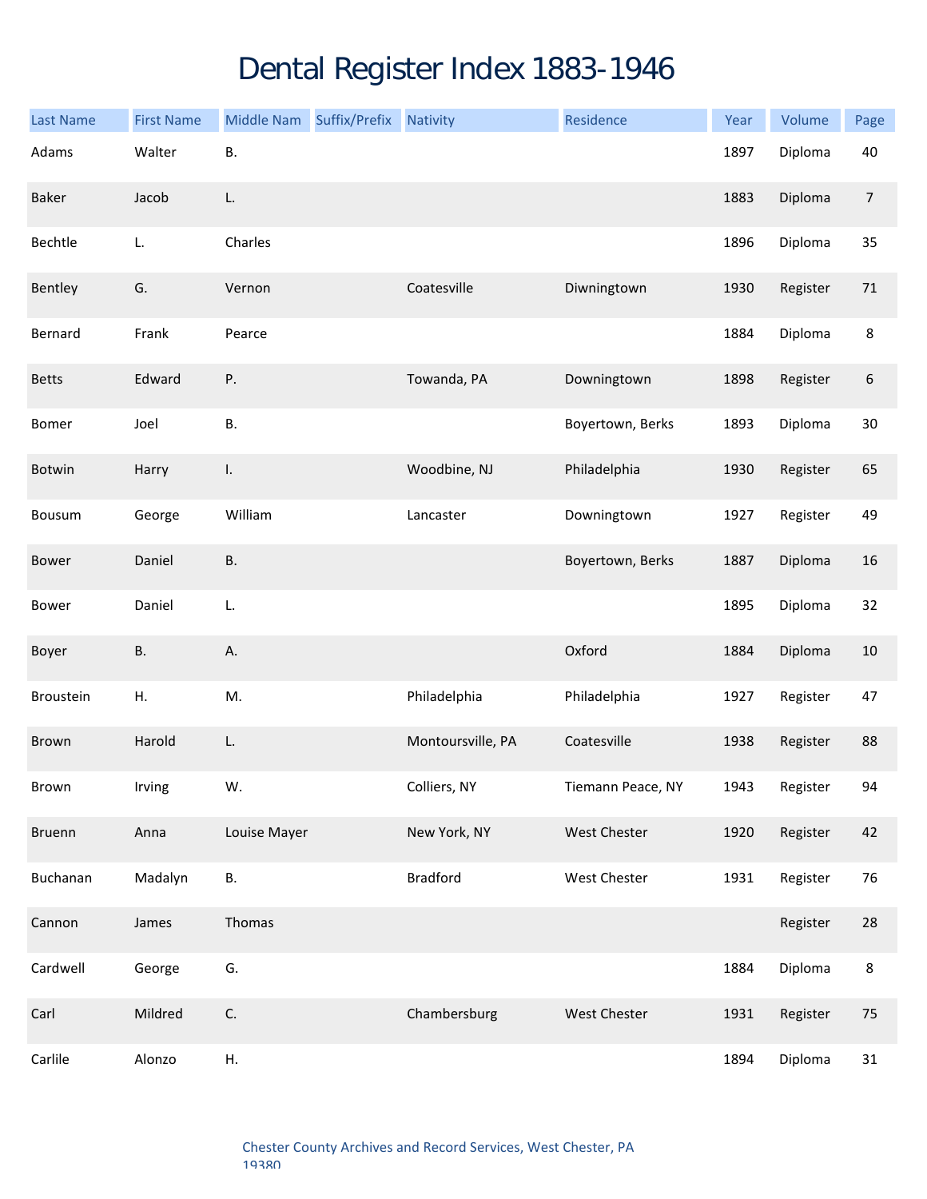# Dental Register Index 1883-1946

| Last Name | First Name | Middle Nam | Suffix/Prefix | Nativity | Residence | Year | Volume | Page |
|---|---|---|---|---|---|---|---|---|
| Adams | Walter | B. | | | | 1897 | Diploma | 40 |
| Baker | Jacob | L. | | | | 1883 | Diploma | 7 |
| Bechtle | L. | Charles | | | | 1896 | Diploma | 35 |
| Bentley | G. | Vernon | | Coatesville | Diwningtown | 1930 | Register | 71 |
| Bernard | Frank | Pearce | | | | 1884 | Diploma | 8 |
| Betts | Edward | P. | | Towanda, PA | Downingtown | 1898 | Register | 6 |
| Bomer | Joel | B. | | | Boyertown, Berks | 1893 | Diploma | 30 |
| Botwin | Harry | I. | | Woodbine, NJ | Philadelphia | 1930 | Register | 65 |
| Bousum | George | William | | Lancaster | Downingtown | 1927 | Register | 49 |
| Bower | Daniel | B. | | | Boyertown, Berks | 1887 | Diploma | 16 |
| Bower | Daniel | L. | | | | 1895 | Diploma | 32 |
| Boyer | B. | A. | | | Oxford | 1884 | Diploma | 10 |
| Broustein | H. | M. | | Philadelphia | Philadelphia | 1927 | Register | 47 |
| Brown | Harold | L. | | Montoursville, PA | Coatesville | 1938 | Register | 88 |
| Brown | Irving | W. | | Colliers, NY | Tiemann Peace, NY | 1943 | Register | 94 |
| Bruenn | Anna | Louise Mayer | | New York, NY | West Chester | 1920 | Register | 42 |
| Buchanan | Madalyn | B. | | Bradford | West Chester | 1931 | Register | 76 |
| Cannon | James | Thomas | | | | | Register | 28 |
| Cardwell | George | G. | | | | 1884 | Diploma | 8 |
| Carl | Mildred | C. | | Chambersburg | West Chester | 1931 | Register | 75 |
| Carlile | Alonzo | H. | | | | 1894 | Diploma | 31 |

Chester County Archives and Record Services, West Chester, PA 19380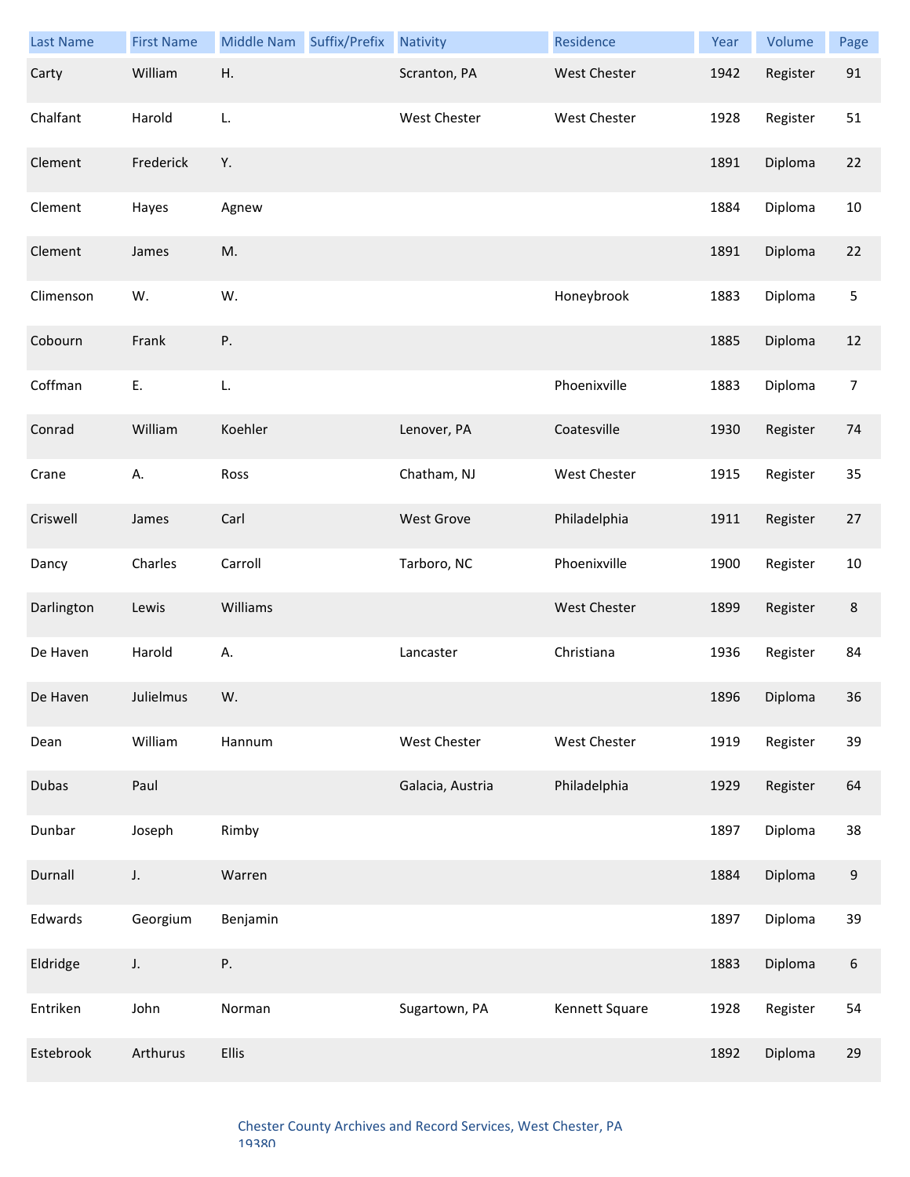| Last Name | First Name | Middle Nam | Suffix/Prefix | Nativity | Residence | Year | Volume | Page |
|---|---|---|---|---|---|---|---|---|
| Carty | William | H. | | Scranton, PA | West Chester | 1942 | Register | 91 |
| Chalfant | Harold | L. | | West Chester | West Chester | 1928 | Register | 51 |
| Clement | Frederick | Y. | | | | 1891 | Diploma | 22 |
| Clement | Hayes | Agnew | | | | 1884 | Diploma | 10 |
| Clement | James | M. | | | | 1891 | Diploma | 22 |
| Climenson | W. | W. | | | Honeybrook | 1883 | Diploma | 5 |
| Cobourn | Frank | P. | | | | 1885 | Diploma | 12 |
| Coffman | E. | L. | | | Phoenixville | 1883 | Diploma | 7 |
| Conrad | William | Koehler | | Lenover, PA | Coatesville | 1930 | Register | 74 |
| Crane | A. | Ross | | Chatham, NJ | West Chester | 1915 | Register | 35 |
| Criswell | James | Carl | | West Grove | Philadelphia | 1911 | Register | 27 |
| Dancy | Charles | Carroll | | Tarboro, NC | Phoenixville | 1900 | Register | 10 |
| Darlington | Lewis | Williams | | | West Chester | 1899 | Register | 8 |
| De Haven | Harold | A. | | Lancaster | Christiana | 1936 | Register | 84 |
| De Haven | Julielmus | W. | | | | 1896 | Diploma | 36 |
| Dean | William | Hannum | | West Chester | West Chester | 1919 | Register | 39 |
| Dubas | Paul | | | Galacia, Austria | Philadelphia | 1929 | Register | 64 |
| Dunbar | Joseph | Rimby | | | | 1897 | Diploma | 38 |
| Durnall | J. | Warren | | | | 1884 | Diploma | 9 |
| Edwards | Georgium | Benjamin | | | | 1897 | Diploma | 39 |
| Eldridge | J. | P. | | | | 1883 | Diploma | 6 |
| Entriken | John | Norman | | Sugartown, PA | Kennett Square | 1928 | Register | 54 |
| Estebrook | Arthurus | Ellis | | | | 1892 | Diploma | 29 |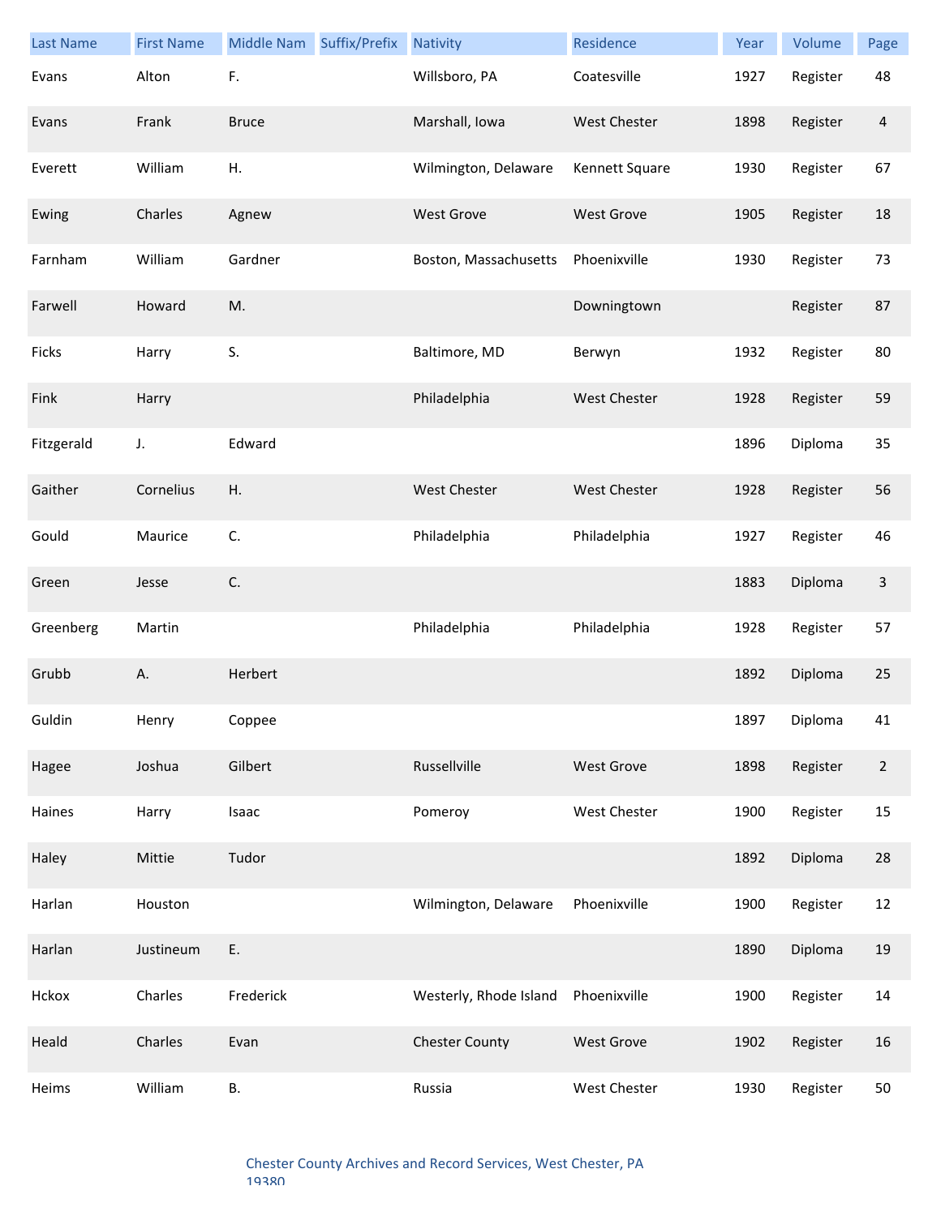| Last Name | First Name | Middle Nam | Suffix/Prefix | Nativity | Residence | Year | Volume | Page |
|---|---|---|---|---|---|---|---|---|
| Evans | Alton | F. | | Willsboro, PA | Coatesville | 1927 | Register | 48 |
| Evans | Frank | Bruce | | Marshall, Iowa | West Chester | 1898 | Register | 4 |
| Everett | William | H. | | Wilmington, Delaware | Kennett Square | 1930 | Register | 67 |
| Ewing | Charles | Agnew | | West Grove | West Grove | 1905 | Register | 18 |
| Farnham | William | Gardner | | Boston, Massachusetts | Phoenixville | 1930 | Register | 73 |
| Farwell | Howard | M. | | | Downingtown | | Register | 87 |
| Ficks | Harry | S. | | Baltimore, MD | Berwyn | 1932 | Register | 80 |
| Fink | Harry | | | Philadelphia | West Chester | 1928 | Register | 59 |
| Fitzgerald | J. | Edward | | | | 1896 | Diploma | 35 |
| Gaither | Cornelius | H. | | West Chester | West Chester | 1928 | Register | 56 |
| Gould | Maurice | C. | | Philadelphia | Philadelphia | 1927 | Register | 46 |
| Green | Jesse | C. | | | | 1883 | Diploma | 3 |
| Greenberg | Martin | | | Philadelphia | Philadelphia | 1928 | Register | 57 |
| Grubb | A. | Herbert | | | | 1892 | Diploma | 25 |
| Guldin | Henry | Coppee | | | | 1897 | Diploma | 41 |
| Hagee | Joshua | Gilbert | | Russellville | West Grove | 1898 | Register | 2 |
| Haines | Harry | Isaac | | Pomeroy | West Chester | 1900 | Register | 15 |
| Haley | Mittie | Tudor | | | | 1892 | Diploma | 28 |
| Harlan | Houston | | | Wilmington, Delaware | Phoenixville | 1900 | Register | 12 |
| Harlan | Justineum | E. | | | | 1890 | Diploma | 19 |
| Hckox | Charles | Frederick | | Westerly, Rhode Island | Phoenixville | 1900 | Register | 14 |
| Heald | Charles | Evan | | Chester County | West Grove | 1902 | Register | 16 |
| Heims | William | B. | | Russia | West Chester | 1930 | Register | 50 |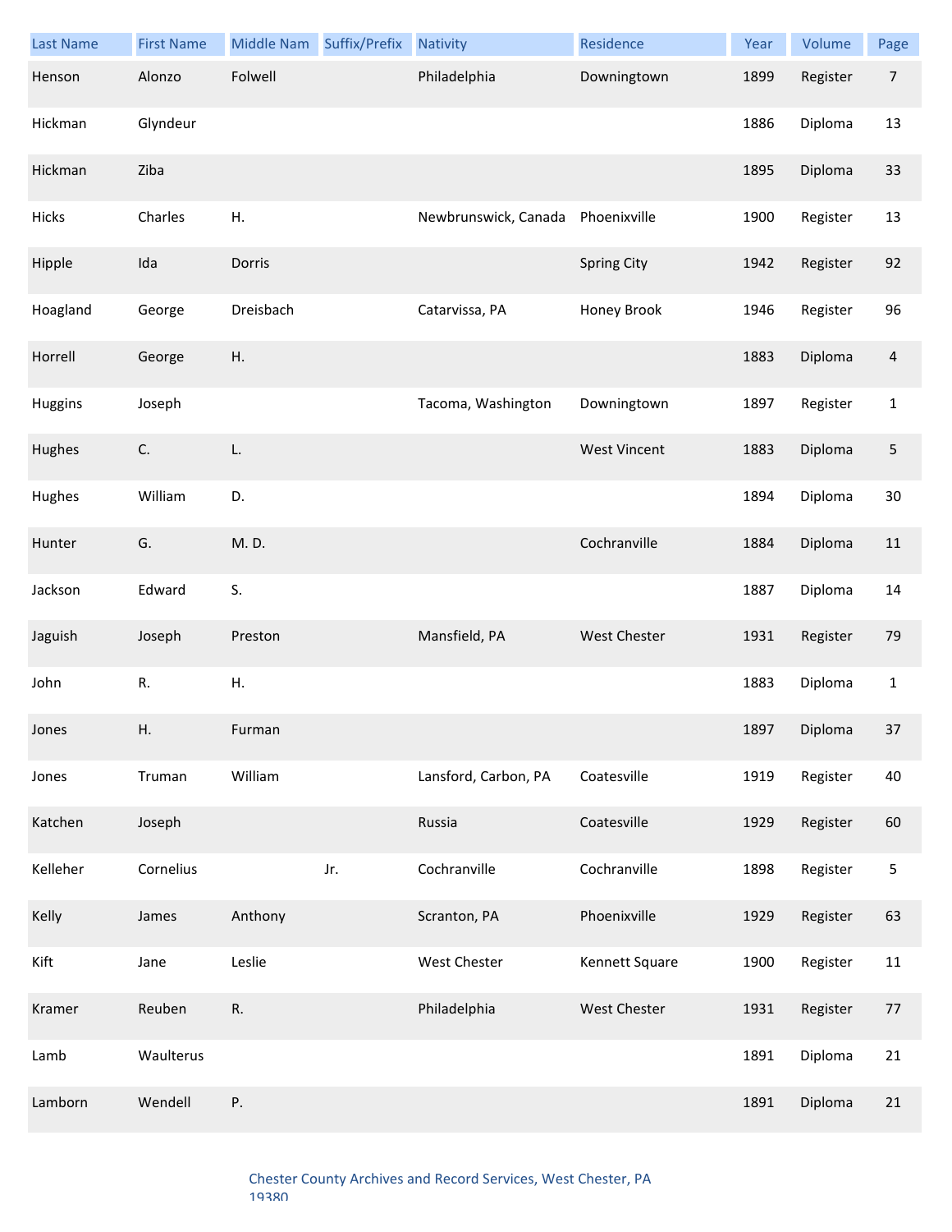| Last Name | First Name | Middle Nam | Suffix/Prefix | Nativity | Residence | Year | Volume | Page |
|---|---|---|---|---|---|---|---|---|
| Henson | Alonzo | Folwell | | Philadelphia | Downingtown | 1899 | Register | 7 |
| Hickman | Glyndeur | | | | | 1886 | Diploma | 13 |
| Hickman | Ziba | | | | | 1895 | Diploma | 33 |
| Hicks | Charles | H. | | Newbrunswick, Canada | Phoenixville | 1900 | Register | 13 |
| Hipple | Ida | Dorris | | | Spring City | 1942 | Register | 92 |
| Hoagland | George | Dreisbach | | Catarvissa, PA | Honey Brook | 1946 | Register | 96 |
| Horrell | George | H. | | | | 1883 | Diploma | 4 |
| Huggins | Joseph | | | Tacoma, Washington | Downingtown | 1897 | Register | 1 |
| Hughes | C. | L. | | | West Vincent | 1883 | Diploma | 5 |
| Hughes | William | D. | | | | 1894 | Diploma | 30 |
| Hunter | G. | M. D. | | | Cochranville | 1884 | Diploma | 11 |
| Jackson | Edward | S. | | | | 1887 | Diploma | 14 |
| Jaguish | Joseph | Preston | | Mansfield, PA | West Chester | 1931 | Register | 79 |
| John | R. | H. | | | | 1883 | Diploma | 1 |
| Jones | H. | Furman | | | | 1897 | Diploma | 37 |
| Jones | Truman | William | | Lansford, Carbon, PA | Coatesville | 1919 | Register | 40 |
| Katchen | Joseph | | | Russia | Coatesville | 1929 | Register | 60 |
| Kelleher | Cornelius | | Jr. | Cochranville | Cochranville | 1898 | Register | 5 |
| Kelly | James | Anthony | | Scranton, PA | Phoenixville | 1929 | Register | 63 |
| Kift | Jane | Leslie | | West Chester | Kennett Square | 1900 | Register | 11 |
| Kramer | Reuben | R. | | Philadelphia | West Chester | 1931 | Register | 77 |
| Lamb | Waulterus | | | | | 1891 | Diploma | 21 |
| Lamborn | Wendell | P. | | | | 1891 | Diploma | 21 |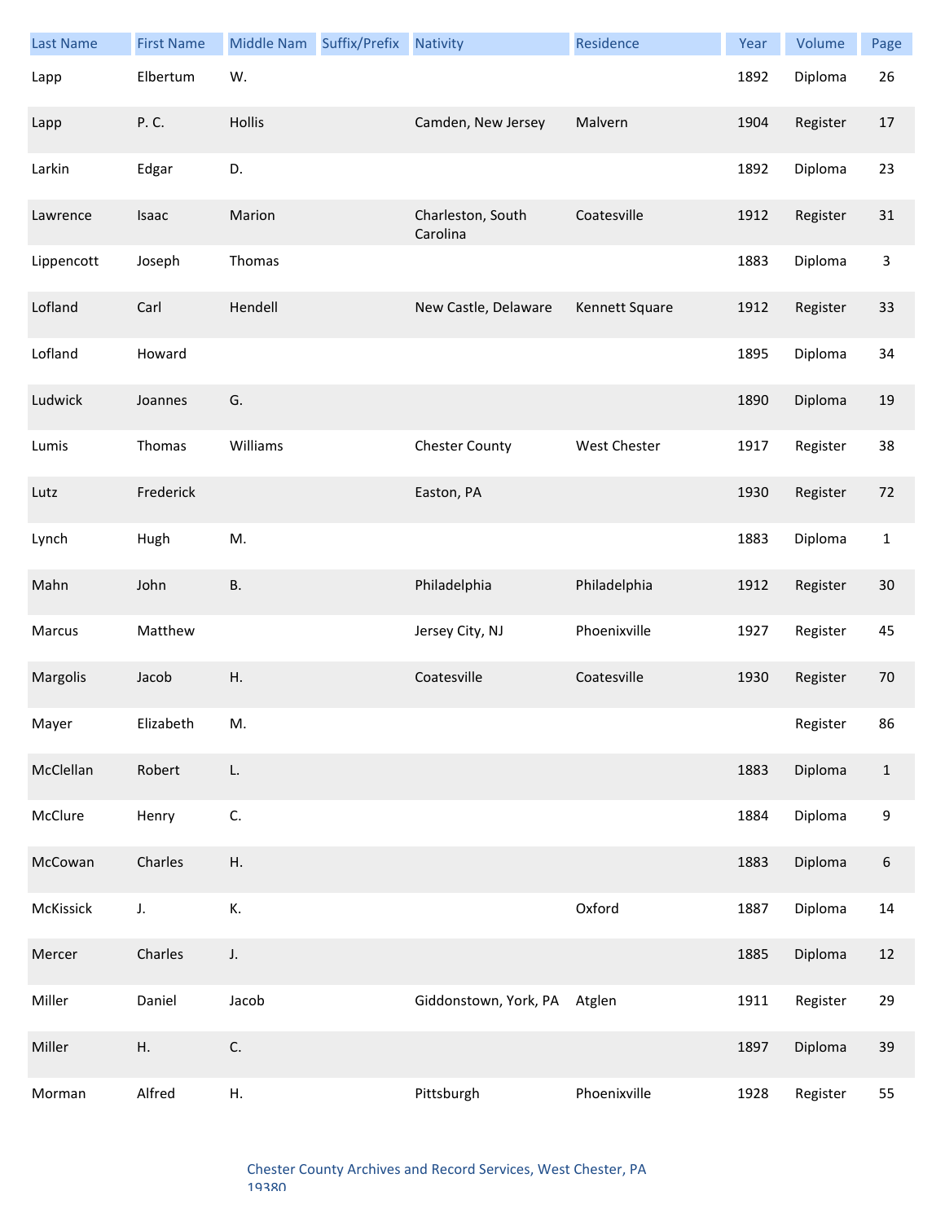| Last Name | First Name | Middle Nam | Suffix/Prefix | Nativity | Residence | Year | Volume | Page |
|---|---|---|---|---|---|---|---|---|
| Lapp | Elbertum | W. | | | | 1892 | Diploma | 26 |
| Lapp | P. C. | Hollis | | Camden, New Jersey | Malvern | 1904 | Register | 17 |
| Larkin | Edgar | D. | | | | 1892 | Diploma | 23 |
| Lawrence | Isaac | Marion | | Charleston, South Carolina | Coatesville | 1912 | Register | 31 |
| Lippencott | Joseph | Thomas | | | | 1883 | Diploma | 3 |
| Lofland | Carl | Hendell | | New Castle, Delaware | Kennett Square | 1912 | Register | 33 |
| Lofland | Howard | | | | | 1895 | Diploma | 34 |
| Ludwick | Joannes | G. | | | | 1890 | Diploma | 19 |
| Lumis | Thomas | Williams | | Chester County | West Chester | 1917 | Register | 38 |
| Lutz | Frederick | | | Easton, PA | | 1930 | Register | 72 |
| Lynch | Hugh | M. | | | | 1883 | Diploma | 1 |
| Mahn | John | B. | | Philadelphia | Philadelphia | 1912 | Register | 30 |
| Marcus | Matthew | | | Jersey City, NJ | Phoenixville | 1927 | Register | 45 |
| Margolis | Jacob | H. | | Coatesville | Coatesville | 1930 | Register | 70 |
| Mayer | Elizabeth | M. | | | | | Register | 86 |
| McClellan | Robert | L. | | | | 1883 | Diploma | 1 |
| McClure | Henry | C. | | | | 1884 | Diploma | 9 |
| McCowan | Charles | H. | | | | 1883 | Diploma | 6 |
| McKissick | J. | K. | | | Oxford | 1887 | Diploma | 14 |
| Mercer | Charles | J. | | | | 1885 | Diploma | 12 |
| Miller | Daniel | Jacob | | Giddonstown, York, PA | Atglen | 1911 | Register | 29 |
| Miller | H. | C. | | | | 1897 | Diploma | 39 |
| Morman | Alfred | H. | | Pittsburgh | Phoenixville | 1928 | Register | 55 |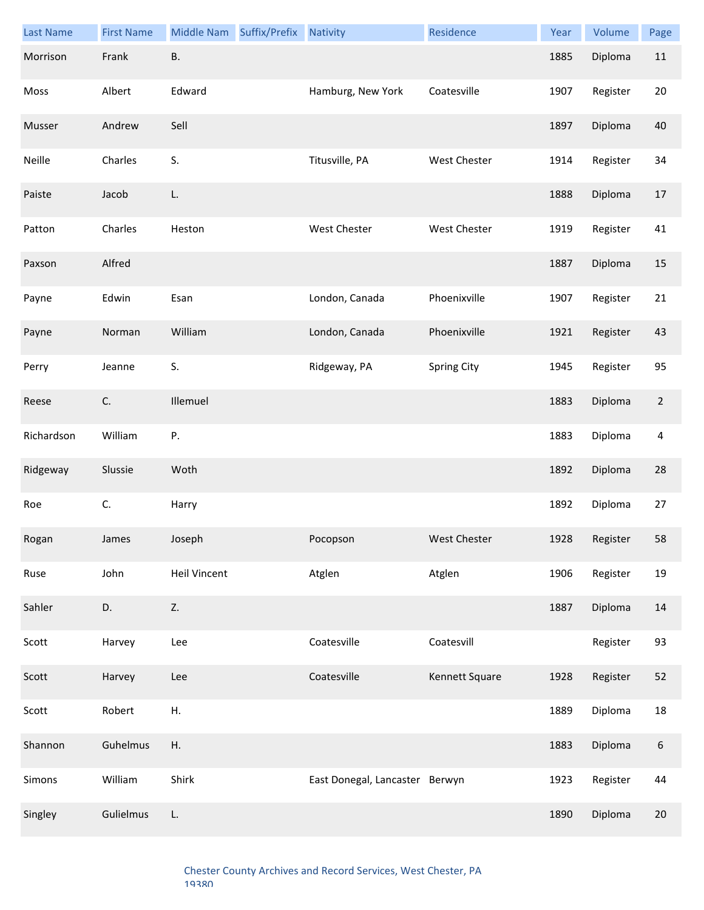| Last Name | First Name | Middle Nam | Suffix/Prefix | Nativity | Residence | Year | Volume | Page |
|---|---|---|---|---|---|---|---|---|
| Morrison | Frank | B. | | | | 1885 | Diploma | 11 |
| Moss | Albert | Edward | | Hamburg, New York | Coatesville | 1907 | Register | 20 |
| Musser | Andrew | Sell | | | | 1897 | Diploma | 40 |
| Neille | Charles | S. | | Titusville, PA | West Chester | 1914 | Register | 34 |
| Paiste | Jacob | L. | | | | 1888 | Diploma | 17 |
| Patton | Charles | Heston | | West Chester | West Chester | 1919 | Register | 41 |
| Paxson | Alfred | | | | | 1887 | Diploma | 15 |
| Payne | Edwin | Esan | | London, Canada | Phoenixville | 1907 | Register | 21 |
| Payne | Norman | William | | London, Canada | Phoenixville | 1921 | Register | 43 |
| Perry | Jeanne | S. | | Ridgeway, PA | Spring City | 1945 | Register | 95 |
| Reese | C. | Illemuel | | | | 1883 | Diploma | 2 |
| Richardson | William | P. | | | | 1883 | Diploma | 4 |
| Ridgeway | Slussie | Woth | | | | 1892 | Diploma | 28 |
| Roe | C. | Harry | | | | 1892 | Diploma | 27 |
| Rogan | James | Joseph | | Pocopson | West Chester | 1928 | Register | 58 |
| Ruse | John | Heil Vincent | | Atglen | Atglen | 1906 | Register | 19 |
| Sahler | D. | Z. | | | | 1887 | Diploma | 14 |
| Scott | Harvey | Lee | | Coatesville | Coatesvill | | Register | 93 |
| Scott | Harvey | Lee | | Coatesville | Kennett Square | 1928 | Register | 52 |
| Scott | Robert | H. | | | | 1889 | Diploma | 18 |
| Shannon | Guhelmus | H. | | | | 1883 | Diploma | 6 |
| Simons | William | Shirk | | East Donegal, Lancaster | Berwyn | 1923 | Register | 44 |
| Singley | Gulielmus | L. | | | | 1890 | Diploma | 20 |

Chester County Archives and Record Services, West Chester, PA 19380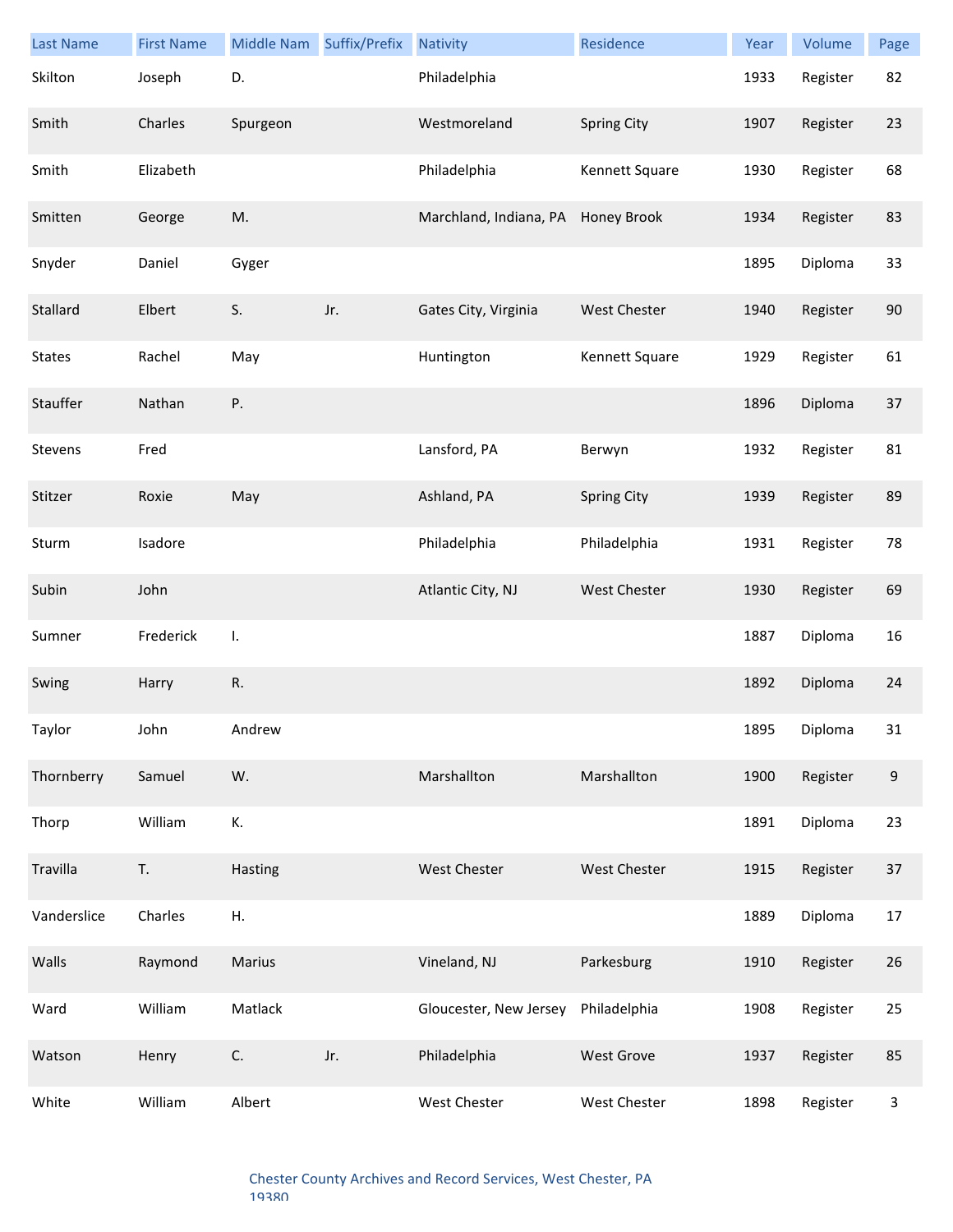| Last Name | First Name | Middle Nam | Suffix/Prefix | Nativity | Residence | Year | Volume | Page |
|---|---|---|---|---|---|---|---|---|
| Skilton | Joseph | D. | | Philadelphia | | 1933 | Register | 82 |
| Smith | Charles | Spurgeon | | Westmoreland | Spring City | 1907 | Register | 23 |
| Smith | Elizabeth | | | Philadelphia | Kennett Square | 1930 | Register | 68 |
| Smitten | George | M. | | Marchland, Indiana, PA | Honey Brook | 1934 | Register | 83 |
| Snyder | Daniel | Gyger | | | | 1895 | Diploma | 33 |
| Stallard | Elbert | S. | Jr. | Gates City, Virginia | West Chester | 1940 | Register | 90 |
| States | Rachel | May | | Huntington | Kennett Square | 1929 | Register | 61 |
| Stauffer | Nathan | P. | | | | 1896 | Diploma | 37 |
| Stevens | Fred | | | Lansford, PA | Berwyn | 1932 | Register | 81 |
| Stitzer | Roxie | May | | Ashland, PA | Spring City | 1939 | Register | 89 |
| Sturm | Isadore | | | Philadelphia | Philadelphia | 1931 | Register | 78 |
| Subin | John | | | Atlantic City, NJ | West Chester | 1930 | Register | 69 |
| Sumner | Frederick | I. | | | | 1887 | Diploma | 16 |
| Swing | Harry | R. | | | | 1892 | Diploma | 24 |
| Taylor | John | Andrew | | | | 1895 | Diploma | 31 |
| Thornberry | Samuel | W. | | Marshallton | Marshallton | 1900 | Register | 9 |
| Thorp | William | K. | | | | 1891 | Diploma | 23 |
| Travilla | T. | Hasting | | West Chester | West Chester | 1915 | Register | 37 |
| Vanderslice | Charles | H. | | | | 1889 | Diploma | 17 |
| Walls | Raymond | Marius | | Vineland, NJ | Parkesburg | 1910 | Register | 26 |
| Ward | William | Matlack | | Gloucester, New Jersey | Philadelphia | 1908 | Register | 25 |
| Watson | Henry | C. | Jr. | Philadelphia | West Grove | 1937 | Register | 85 |
| White | William | Albert | | West Chester | West Chester | 1898 | Register | 3 |

Chester County Archives and Record Services, West Chester, PA 19380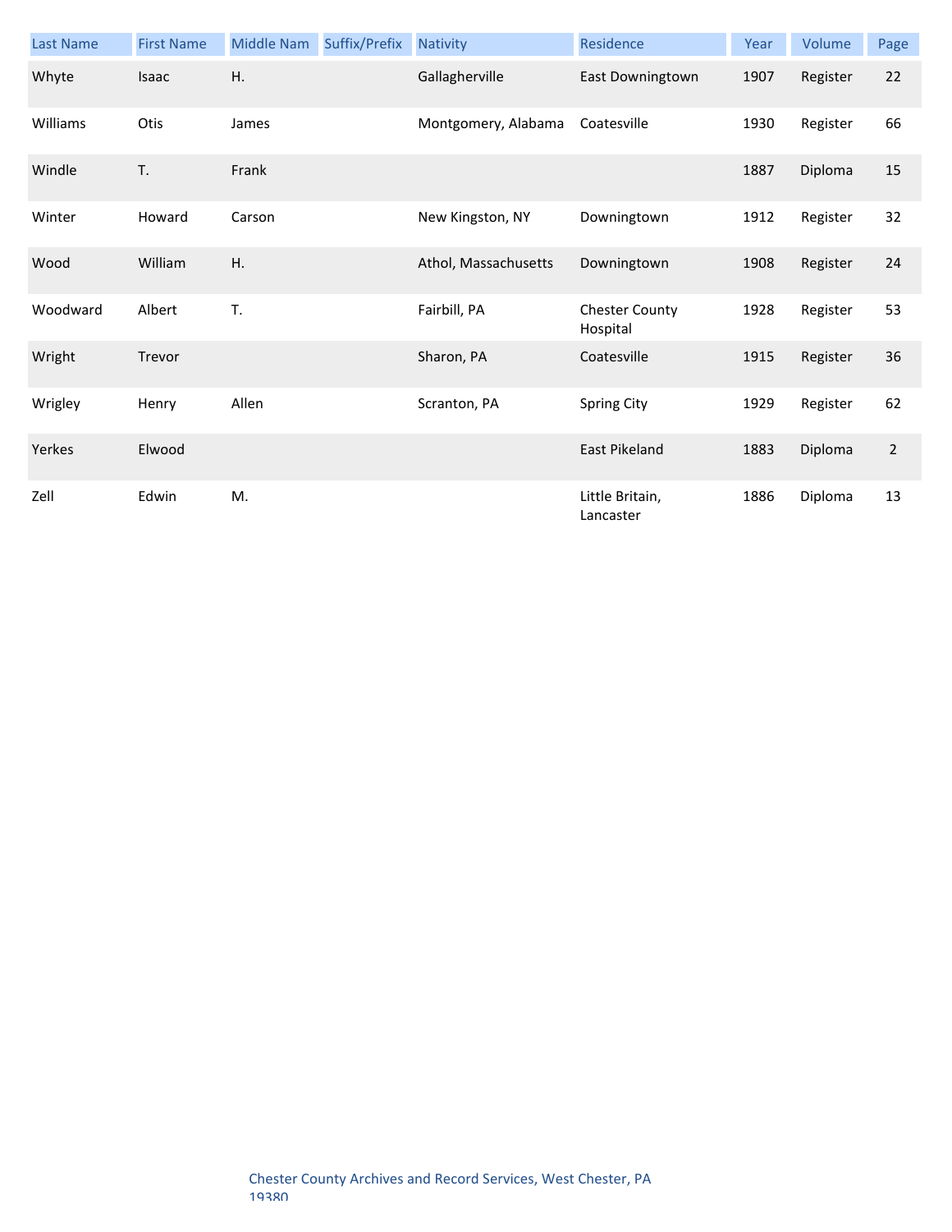| Last Name | First Name | Middle Nam | Suffix/Prefix | Nativity | Residence | Year | Volume | Page |
|---|---|---|---|---|---|---|---|---|
| Whyte | Isaac | H. | | Gallagherville | East Downingtown | 1907 | Register | 22 |
| Williams | Otis | James | | Montgomery, Alabama | Coatesville | 1930 | Register | 66 |
| Windle | T. | Frank | | | | 1887 | Diploma | 15 |
| Winter | Howard | Carson | | New Kingston, NY | Downingtown | 1912 | Register | 32 |
| Wood | William | H. | | Athol, Massachusetts | Downingtown | 1908 | Register | 24 |
| Woodward | Albert | T. | | Fairbill, PA | Chester County Hospital | 1928 | Register | 53 |
| Wright | Trevor | | | Sharon, PA | Coatesville | 1915 | Register | 36 |
| Wrigley | Henry | Allen | | Scranton, PA | Spring City | 1929 | Register | 62 |
| Yerkes | Elwood | | | | East Pikeland | 1883 | Diploma | 2 |
| Zell | Edwin | M. | | | Little Britain, Lancaster | 1886 | Diploma | 13 |